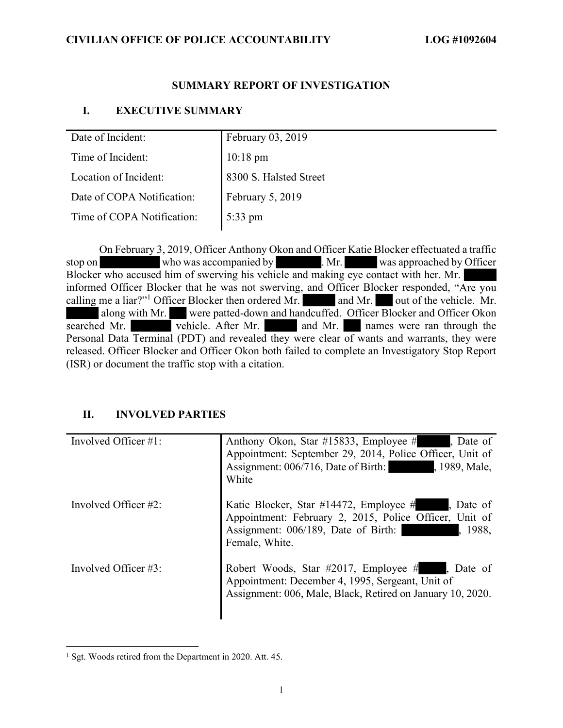# SUMMARY REPORT OF INVESTIGATION

## I. EXECUTIVE SUMMARY

| | |
|---|---|
| Date of Incident: | February 03, 2019 |
| Time of Incident: | 10:18 pm |
| Location of Incident: | 8300 S. Halsted Street |
| Date of COPA Notification: | February 5, 2019 |
| Time of COPA Notification: | 5:33 pm |

On February 3, 2019, Officer Anthony Okon and Officer Katie Blocker effectuated a traffic stop on ██████ who was accompanied by ██████. Mr. ████ was approached by Officer Blocker who accused him of swerving his vehicle and making eye contact with her. Mr. ████ informed Officer Blocker that he was not swerving, and Officer Blocker responded, "Are you calling me a liar?"[1] Officer Blocker then ordered Mr. ████ and Mr. ██ out of the vehicle. Mr. ████ along with Mr. ██ were patted-down and handcuffed. Officer Blocker and Officer Okon searched Mr. ████ vehicle. After Mr. ████ and Mr. ██ names were ran through the Personal Data Terminal (PDT) and revealed they were clear of wants and warrants, they were released. Officer Blocker and Officer Okon both failed to complete an Investigatory Stop Report (ISR) or document the traffic stop with a citation.

## II. INVOLVED PARTIES

| | |
|---|---|
| Involved Officer #1: | Anthony Okon, Star #15833, Employee #████, Date of Appointment: September 29, 2014, Police Officer, Unit of Assignment: 006/716, Date of Birth: ██████, 1989, Male, White |
| Involved Officer #2: | Katie Blocker, Star #14472, Employee #████, Date of Appointment: February 2, 2015, Police Officer, Unit of Assignment: 006/189, Date of Birth: ██████, 1988, Female, White. |
| Involved Officer #3: | Robert Woods, Star #2017, Employee #████, Date of Appointment: December 4, 1995, Sergeant, Unit of Assignment: 006, Male, Black, Retired on January 10, 2020. |

[1] Sgt. Woods retired from the Department in 2020. Att. 45.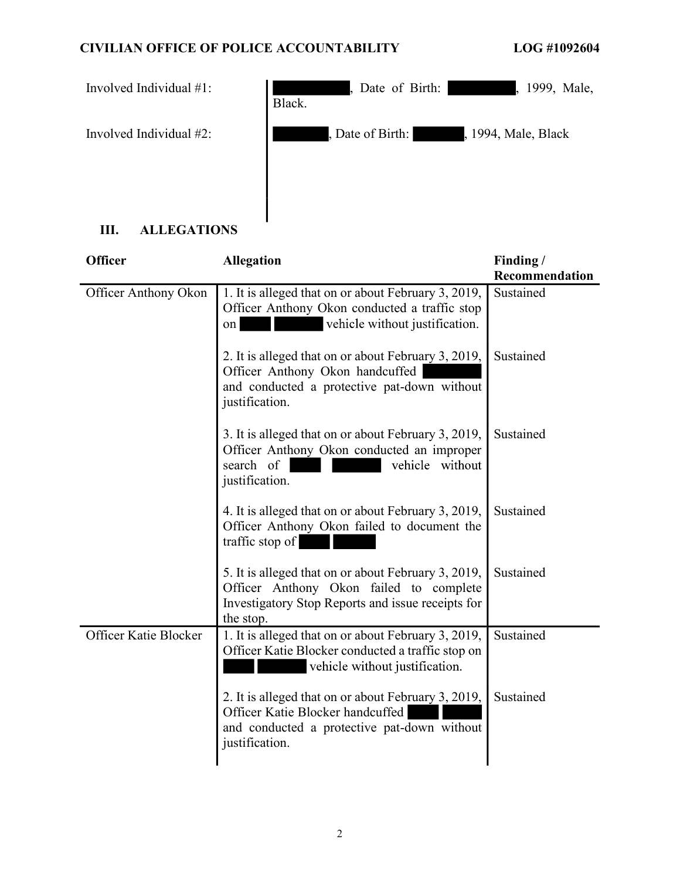| | |
|---|---|
| Involved Individual #1: | ████████, Date of Birth: ████████, 1999, Male, Black. |
| Involved Individual #2: | ████████, Date of Birth: ████████, 1994, Male, Black |

### III. ALLEGATIONS

| Officer | Allegation | Finding / Recommendation |
|---|---|---|
| Officer Anthony Okon | 1. It is alleged that on or about February 3, 2019, Officer Anthony Okon conducted a traffic stop on ████ ██████ vehicle without justification. | Sustained |
| | 2. It is alleged that on or about February 3, 2019, Officer Anthony Okon handcuffed ████████ and conducted a protective pat-down without justification. | Sustained |
| | 3. It is alleged that on or about February 3, 2019, Officer Anthony Okon conducted an improper search of ████ ██████ vehicle without justification. | Sustained |
| | 4. It is alleged that on or about February 3, 2019, Officer Anthony Okon failed to document the traffic stop of ████ ██████ | Sustained |
| | 5. It is alleged that on or about February 3, 2019, Officer Anthony Okon failed to complete Investigatory Stop Reports and issue receipts for the stop. | Sustained |
| Officer Katie Blocker | 1. It is alleged that on or about February 3, 2019, Officer Katie Blocker conducted a traffic stop on ████ ██████ vehicle without justification. | Sustained |
| | 2. It is alleged that on or about February 3, 2019, Officer Katie Blocker handcuffed ████ ██████ and conducted a protective pat-down without justification. | Sustained |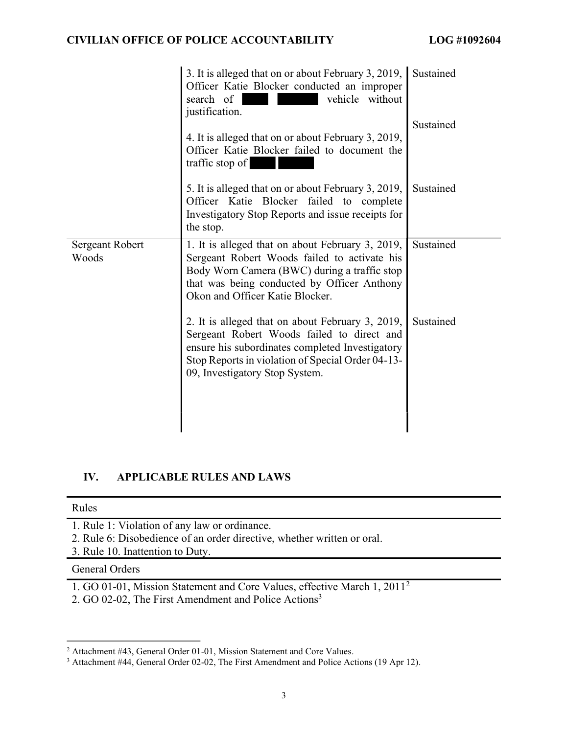| | | |
|---|---|---|
| | 3. It is alleged that on or about February 3, 2019, Officer Katie Blocker conducted an improper search of ████ ██████ vehicle without justification. | Sustained |
| | 4. It is alleged that on or about February 3, 2019, Officer Katie Blocker failed to document the traffic stop of ████ ██████ | Sustained |
| | 5. It is alleged that on or about February 3, 2019, Officer Katie Blocker failed to complete Investigatory Stop Reports and issue receipts for the stop. | Sustained |
| Sergeant Robert Woods | 1. It is alleged that on about February 3, 2019, Sergeant Robert Woods failed to activate his Body Worn Camera (BWC) during a traffic stop that was being conducted by Officer Anthony Okon and Officer Katie Blocker. | Sustained |
| | 2. It is alleged that on about February 3, 2019, Sergeant Robert Woods failed to direct and ensure his subordinates completed Investigatory Stop Reports in violation of Special Order 04-13-09, Investigatory Stop System. | Sustained |

## IV. APPLICABLE RULES AND LAWS

| Rules |
|---|
| 1. Rule 1: Violation of any law or ordinance.<br>2. Rule 6: Disobedience of an order directive, whether written or oral.<br>3. Rule 10. Inattention to Duty. |
| **General Orders** |
| 1. GO 01-01, Mission Statement and Core Values, effective March 1, 2011[2]<br>2. GO 02-02, The First Amendment and Police Actions[3] |

[2] Attachment #43, General Order 01-01, Mission Statement and Core Values.

[3] Attachment #44, General Order 02-02, The First Amendment and Police Actions (19 Apr 12).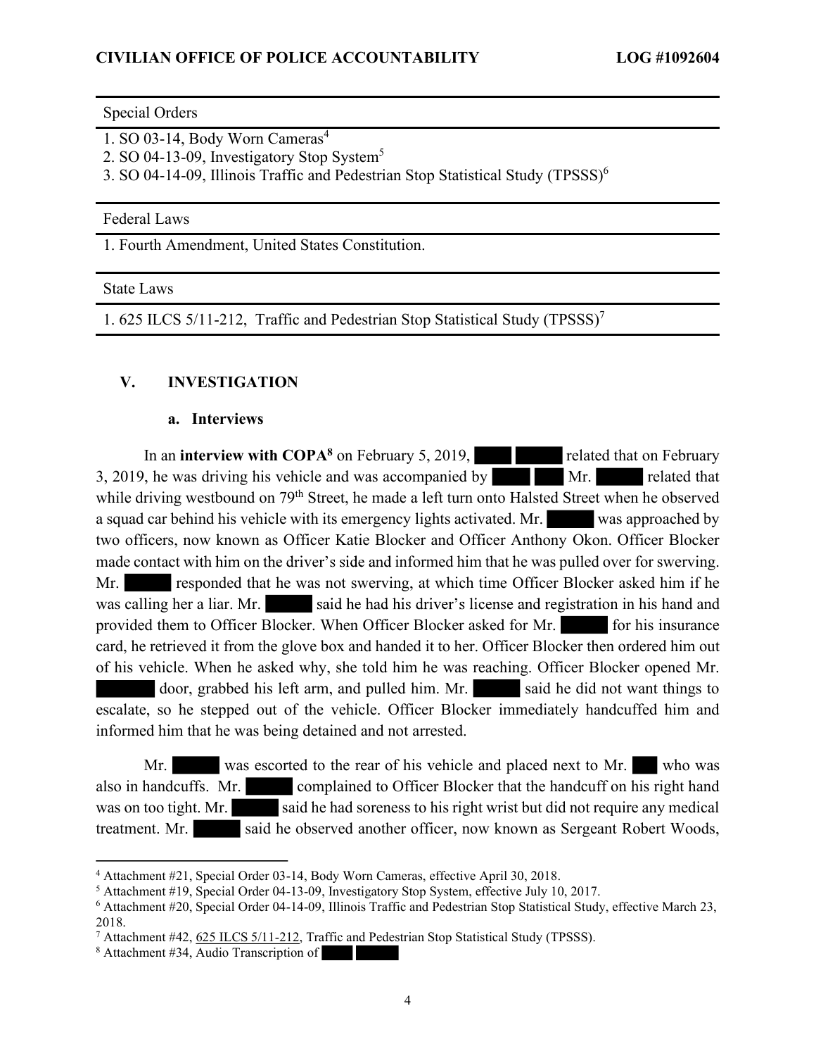| Special Orders |
|---|
| 1. SO 03-14, Body Worn Cameras[4] |
| 2. SO 04-13-09, Investigatory Stop System[5] |
| 3. SO 04-14-09, Illinois Traffic and Pedestrian Stop Statistical Study (TPSSS)[6] |

| Federal Laws |
|---|
| 1. Fourth Amendment, United States Constitution. |

| State Laws |
|---|
| 1. 625 ILCS 5/11-212, Traffic and Pedestrian Stop Statistical Study (TPSSS)[7] |

## V. INVESTIGATION

### a. Interviews

In an **interview with COPA[8]** on February 5, 2019, ██ ██ related that on February 3, 2019, he was driving his vehicle and was accompanied by ██ ██ Mr. ██ related that while driving westbound on 79th Street, he made a left turn onto Halsted Street when he observed a squad car behind his vehicle with its emergency lights activated. Mr. ██ was approached by two officers, now known as Officer Katie Blocker and Officer Anthony Okon. Officer Blocker made contact with him on the driver's side and informed him that he was pulled over for swerving. Mr. ██ responded that he was not swerving, at which time Officer Blocker asked him if he was calling her a liar. Mr. ██ said he had his driver's license and registration in his hand and provided them to Officer Blocker. When Officer Blocker asked for Mr. ██ for his insurance card, he retrieved it from the glove box and handed it to her. Officer Blocker then ordered him out of his vehicle. When he asked why, she told him he was reaching. Officer Blocker opened Mr. ██ door, grabbed his left arm, and pulled him. Mr. ██ said he did not want things to escalate, so he stepped out of the vehicle. Officer Blocker immediately handcuffed him and informed him that he was being detained and not arrested.

Mr. ██ was escorted to the rear of his vehicle and placed next to Mr. ██ who was also in handcuffs. Mr. ██ complained to Officer Blocker that the handcuff on his right hand was on too tight. Mr. ██ said he had soreness to his right wrist but did not require any medical treatment. Mr. ██ said he observed another officer, now known as Sergeant Robert Woods,

---

[4] Attachment #21, Special Order 03-14, Body Worn Cameras, effective April 30, 2018.

[5] Attachment #19, Special Order 04-13-09, Investigatory Stop System, effective July 10, 2017.

[6] Attachment #20, Special Order 04-14-09, Illinois Traffic and Pedestrian Stop Statistical Study, effective March 23, 2018.

[7] Attachment #42, 625 ILCS 5/11-212, Traffic and Pedestrian Stop Statistical Study (TPSSS).

[8] Attachment #34, Audio Transcription of ██ ██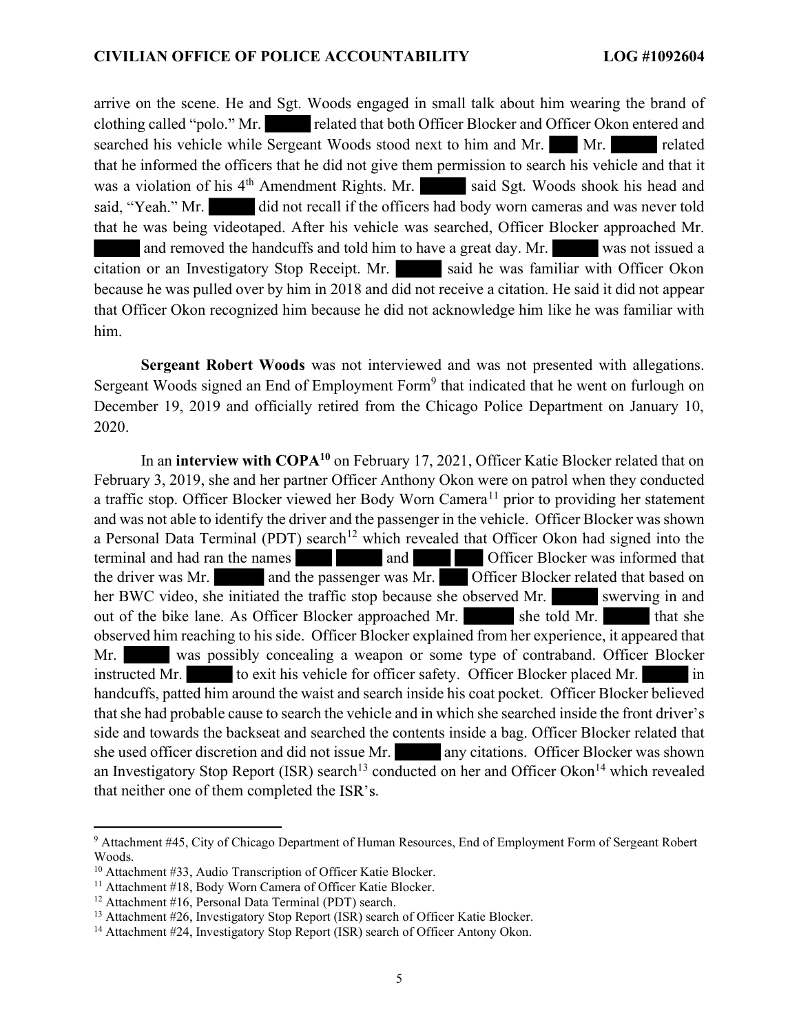arrive on the scene. He and Sgt. Woods engaged in small talk about him wearing the brand of clothing called "polo." Mr. ██████ related that both Officer Blocker and Officer Okon entered and searched his vehicle while Sergeant Woods stood next to him and Mr. ████ Mr. ██████ related that he informed the officers that he did not give them permission to search his vehicle and that it was a violation of his 4th Amendment Rights. Mr. ██████ said Sgt. Woods shook his head and said, "Yeah." Mr. ██████ did not recall if the officers had body worn cameras and was never told that he was being videotaped. After his vehicle was searched, Officer Blocker approached Mr. ██████ and removed the handcuffs and told him to have a great day. Mr. ██████ was not issued a citation or an Investigatory Stop Receipt. Mr. ██████ said he was familiar with Officer Okon because he was pulled over by him in 2018 and did not receive a citation. He said it did not appear that Officer Okon recognized him because he did not acknowledge him like he was familiar with him.

**Sergeant Robert Woods** was not interviewed and was not presented with allegations. Sergeant Woods signed an End of Employment Form[9] that indicated that he went on furlough on December 19, 2019 and officially retired from the Chicago Police Department on January 10, 2020.

In an **interview with COPA[10]** on February 17, 2021, Officer Katie Blocker related that on February 3, 2019, she and her partner Officer Anthony Okon were on patrol when they conducted a traffic stop. Officer Blocker viewed her Body Worn Camera[11] prior to providing her statement and was not able to identify the driver and the passenger in the vehicle. Officer Blocker was shown a Personal Data Terminal (PDT) search[12] which revealed that Officer Okon had signed into the terminal and had ran the names ████ ██████ and ████ ███ Officer Blocker was informed that the driver was Mr. ██████ and the passenger was Mr. ███ Officer Blocker related that based on her BWC video, she initiated the traffic stop because she observed Mr. ██████ swerving in and out of the bike lane. As Officer Blocker approached Mr. ██████ she told Mr. ██████ that she observed him reaching to his side. Officer Blocker explained from her experience, it appeared that Mr. ██████ was possibly concealing a weapon or some type of contraband. Officer Blocker instructed Mr. ██████ to exit his vehicle for officer safety. Officer Blocker placed Mr. ██████ in handcuffs, patted him around the waist and search inside his coat pocket. Officer Blocker believed that she had probable cause to search the vehicle and in which she searched inside the front driver's side and towards the backseat and searched the contents inside a bag. Officer Blocker related that she used officer discretion and did not issue Mr. ██████ any citations. Officer Blocker was shown an Investigatory Stop Report (ISR) search[13] conducted on her and Officer Okon[14] which revealed that neither one of them completed the ISR's.

---

[9] Attachment #45, City of Chicago Department of Human Resources, End of Employment Form of Sergeant Robert Woods.

[10] Attachment #33, Audio Transcription of Officer Katie Blocker.

[11] Attachment #18, Body Worn Camera of Officer Katie Blocker.

[12] Attachment #16, Personal Data Terminal (PDT) search.

[13] Attachment #26, Investigatory Stop Report (ISR) search of Officer Katie Blocker.

[14] Attachment #24, Investigatory Stop Report (ISR) search of Officer Antony Okon.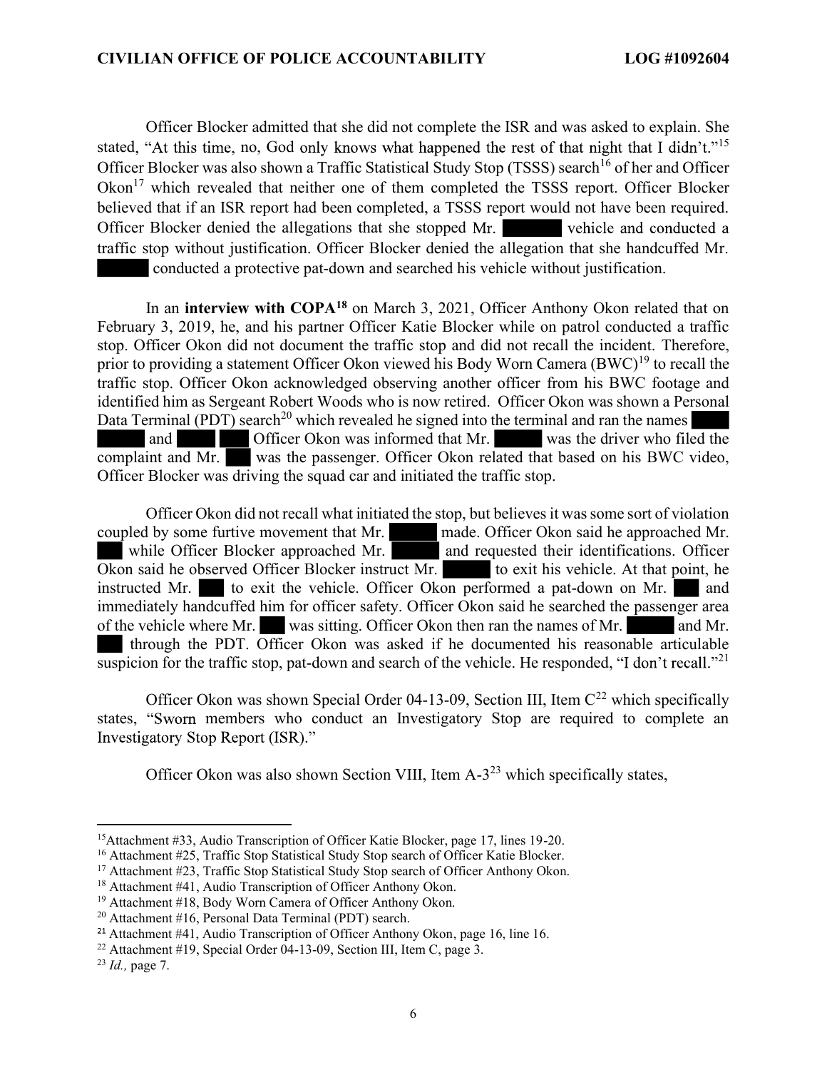Officer Blocker admitted that she did not complete the ISR and was asked to explain. She stated, "At this time, no, God only knows what happened the rest of that night that I didn't."[15] Officer Blocker was also shown a Traffic Statistical Study Stop (TSSS) search[16] of her and Officer Okon[17] which revealed that neither one of them completed the TSSS report. Officer Blocker believed that if an ISR report had been completed, a TSSS report would not have been required. Officer Blocker denied the allegations that she stopped Mr. ███ vehicle and conducted a traffic stop without justification. Officer Blocker denied the allegation that she handcuffed Mr. ███ conducted a protective pat-down and searched his vehicle without justification.

In an **interview with COPA[18]** on March 3, 2021, Officer Anthony Okon related that on February 3, 2019, he, and his partner Officer Katie Blocker while on patrol conducted a traffic stop. Officer Okon did not document the traffic stop and did not recall the incident. Therefore, prior to providing a statement Officer Okon viewed his Body Worn Camera (BWC)[19] to recall the traffic stop. Officer Okon acknowledged observing another officer from his BWC footage and identified him as Sergeant Robert Woods who is now retired. Officer Okon was shown a Personal Data Terminal (PDT) search[20] which revealed he signed into the terminal and ran the names ███ ███ and ███ ███ Officer Okon was informed that Mr. ███ was the driver who filed the complaint and Mr. ███ was the passenger. Officer Okon related that based on his BWC video, Officer Blocker was driving the squad car and initiated the traffic stop.

Officer Okon did not recall what initiated the stop, but believes it was some sort of violation coupled by some furtive movement that Mr. ███ made. Officer Okon said he approached Mr. ███ while Officer Blocker approached Mr. ███ and requested their identifications. Officer Okon said he observed Officer Blocker instruct Mr. ███ to exit his vehicle. At that point, he instructed Mr. ███ to exit the vehicle. Officer Okon performed a pat-down on Mr. ███ and immediately handcuffed him for officer safety. Officer Okon said he searched the passenger area of the vehicle where Mr. ███ was sitting. Officer Okon then ran the names of Mr. ███ and Mr. ███ through the PDT. Officer Okon was asked if he documented his reasonable articulable suspicion for the traffic stop, pat-down and search of the vehicle. He responded, "I don't recall."[21]

Officer Okon was shown Special Order 04-13-09, Section III, Item C[22] which specifically states, "Sworn members who conduct an Investigatory Stop are required to complete an Investigatory Stop Report (ISR)."

Officer Okon was also shown Section VIII, Item A-3[23] which specifically states,

---

[15] Attachment #33, Audio Transcription of Officer Katie Blocker, page 17, lines 19-20.

[16] Attachment #25, Traffic Stop Statistical Study Stop search of Officer Katie Blocker.

[17] Attachment #23, Traffic Stop Statistical Study Stop search of Officer Anthony Okon.

[18] Attachment #41, Audio Transcription of Officer Anthony Okon.

[19] Attachment #18, Body Worn Camera of Officer Anthony Okon.

[20] Attachment #16, Personal Data Terminal (PDT) search.

[21] Attachment #41, Audio Transcription of Officer Anthony Okon, page 16, line 16.

[22] Attachment #19, Special Order 04-13-09, Section III, Item C, page 3.

[23] *Id.,* page 7.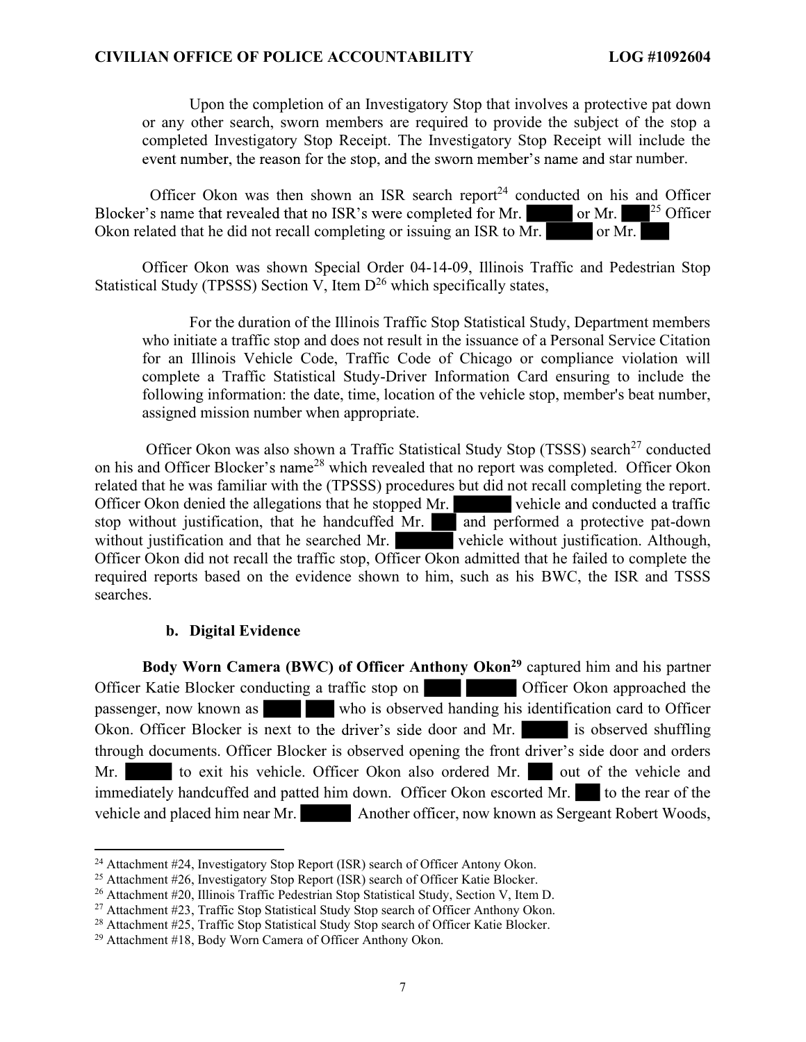Upon the completion of an Investigatory Stop that involves a protective pat down or any other search, sworn members are required to provide the subject of the stop a completed Investigatory Stop Receipt. The Investigatory Stop Receipt will include the event number, the reason for the stop, and the sworn member's name and star number.

Officer Okon was then shown an ISR search report[24] conducted on his and Officer Blocker's name that revealed that no ISR's were completed for Mr. ██████ or Mr. ███[25] Officer Okon related that he did not recall completing or issuing an ISR to Mr. ██████ or Mr. ███

Officer Okon was shown Special Order 04-14-09, Illinois Traffic and Pedestrian Stop Statistical Study (TPSSS) Section V, Item D[26] which specifically states,

> For the duration of the Illinois Traffic Stop Statistical Study, Department members who initiate a traffic stop and does not result in the issuance of a Personal Service Citation for an Illinois Vehicle Code, Traffic Code of Chicago or compliance violation will complete a Traffic Statistical Study-Driver Information Card ensuring to include the following information: the date, time, location of the vehicle stop, member's beat number, assigned mission number when appropriate.

Officer Okon was also shown a Traffic Statistical Study Stop (TSSS) search[27] conducted on his and Officer Blocker's name[28] which revealed that no report was completed. Officer Okon related that he was familiar with the (TPSSS) procedures but did not recall completing the report. Officer Okon denied the allegations that he stopped Mr. ██████ vehicle and conducted a traffic stop without justification, that he handcuffed Mr. ███ and performed a protective pat-down without justification and that he searched Mr. ██████ vehicle without justification. Although, Officer Okon did not recall the traffic stop, Officer Okon admitted that he failed to complete the required reports based on the evidence shown to him, such as his BWC, the ISR and TSSS searches.

### b. Digital Evidence

**Body Worn Camera (BWC) of Officer Anthony Okon[29]** captured him and his partner Officer Katie Blocker conducting a traffic stop on ████ ██████ Officer Okon approached the passenger, now known as ████ ███ who is observed handing his identification card to Officer Okon. Officer Blocker is next to the driver's side door and Mr. ██████ is observed shuffling through documents. Officer Blocker is observed opening the front driver's side door and orders Mr. ██████ to exit his vehicle. Officer Okon also ordered Mr. ███ out of the vehicle and immediately handcuffed and patted him down. Officer Okon escorted Mr. ███ to the rear of the vehicle and placed him near Mr. ██████ Another officer, now known as Sergeant Robert Woods,

---

[24] Attachment #24, Investigatory Stop Report (ISR) search of Officer Antony Okon.

[25] Attachment #26, Investigatory Stop Report (ISR) search of Officer Katie Blocker.

[26] Attachment #20, Illinois Traffic Pedestrian Stop Statistical Study, Section V, Item D.

[27] Attachment #23, Traffic Stop Statistical Study Stop search of Officer Anthony Okon.

[28] Attachment #25, Traffic Stop Statistical Study Stop search of Officer Katie Blocker.

[29] Attachment #18, Body Worn Camera of Officer Anthony Okon.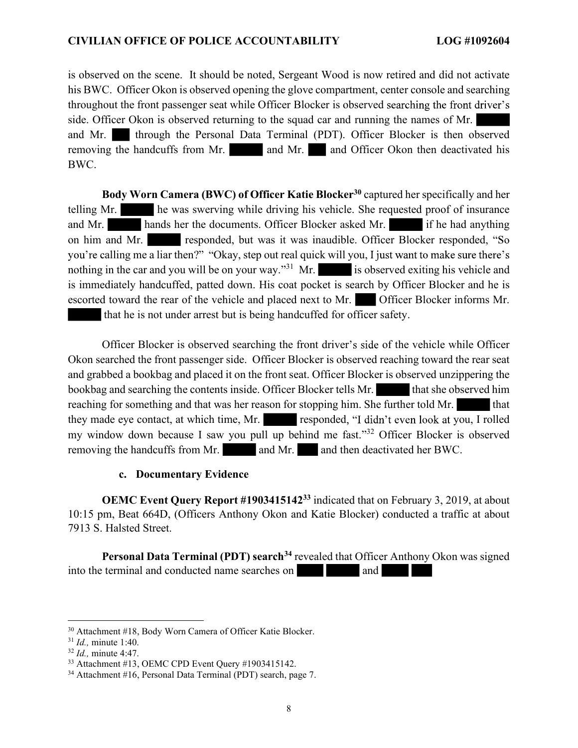is observed on the scene. It should be noted, Sergeant Wood is now retired and did not activate his BWC. Officer Okon is observed opening the glove compartment, center console and searching throughout the front passenger seat while Officer Blocker is observed searching the front driver's side. Officer Okon is observed returning to the squad car and running the names of Mr. ██████ and Mr. ███ through the Personal Data Terminal (PDT). Officer Blocker is then observed removing the handcuffs from Mr. ██████ and Mr. ███ and Officer Okon then deactivated his BWC.

**Body Worn Camera (BWC) of Officer Katie Blocker**[30] captured her specifically and her telling Mr. ██████ he was swerving while driving his vehicle. She requested proof of insurance and Mr. ██████ hands her the documents. Officer Blocker asked Mr. ██████ if he had anything on him and Mr. ██████ responded, but was it was inaudible. Officer Blocker responded, "So you're calling me a liar then?" "Okay, step out real quick will you, I just want to make sure there's nothing in the car and you will be on your way."[31] Mr. ██████ is observed exiting his vehicle and is immediately handcuffed, patted down. His coat pocket is search by Officer Blocker and he is escorted toward the rear of the vehicle and placed next to Mr. ███ Officer Blocker informs Mr. ██████ that he is not under arrest but is being handcuffed for officer safety.

Officer Blocker is observed searching the front driver's side of the vehicle while Officer Okon searched the front passenger side. Officer Blocker is observed reaching toward the rear seat and grabbed a bookbag and placed it on the front seat. Officer Blocker is observed unzippering the bookbag and searching the contents inside. Officer Blocker tells Mr. ██████ that she observed him reaching for something and that was her reason for stopping him. She further told Mr. ██████ that they made eye contact, at which time, Mr. ██████ responded, "I didn't even look at you, I rolled my window down because I saw you pull up behind me fast."[32] Officer Blocker is observed removing the handcuffs from Mr. ██████ and Mr. ███ and then deactivated her BWC.

### c. Documentary Evidence

**OEMC Event Query Report #1903415142**[33] indicated that on February 3, 2019, at about 10:15 pm, Beat 664D, (Officers Anthony Okon and Katie Blocker) conducted a traffic at about 7913 S. Halsted Street.

**Personal Data Terminal (PDT) search**[34] revealed that Officer Anthony Okon was signed into the terminal and conducted name searches on █████ ██████ and █████ ███

---

[30] Attachment #18, Body Worn Camera of Officer Katie Blocker.

[31] *Id.,* minute 1:40.

[32] *Id.,* minute 4:47.

[33] Attachment #13, OEMC CPD Event Query #1903415142.

[34] Attachment #16, Personal Data Terminal (PDT) search, page 7.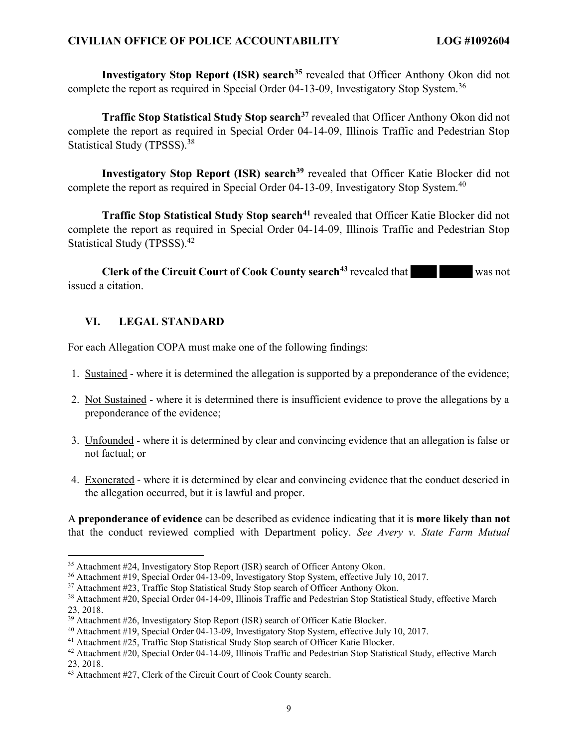**Investigatory Stop Report (ISR) search**[35] revealed that Officer Anthony Okon did not complete the report as required in Special Order 04-13-09, Investigatory Stop System.[36]

**Traffic Stop Statistical Study Stop search**[37] revealed that Officer Anthony Okon did not complete the report as required in Special Order 04-14-09, Illinois Traffic and Pedestrian Stop Statistical Study (TPSSS).[38]

**Investigatory Stop Report (ISR) search**[39] revealed that Officer Katie Blocker did not complete the report as required in Special Order 04-13-09, Investigatory Stop System.[40]

**Traffic Stop Statistical Study Stop search**[41] revealed that Officer Katie Blocker did not complete the report as required in Special Order 04-14-09, Illinois Traffic and Pedestrian Stop Statistical Study (TPSSS).[42]

**Clerk of the Circuit Court of Cook County search**[43] revealed that ████ █████ was not issued a citation.

## VI. LEGAL STANDARD

For each Allegation COPA must make one of the following findings:

1. Sustained - where it is determined the allegation is supported by a preponderance of the evidence;
2. Not Sustained - where it is determined there is insufficient evidence to prove the allegations by a preponderance of the evidence;
3. Unfounded - where it is determined by clear and convincing evidence that an allegation is false or not factual; or
4. Exonerated - where it is determined by clear and convincing evidence that the conduct descried in the allegation occurred, but it is lawful and proper.

A **preponderance of evidence** can be described as evidence indicating that it is **more likely than not** that the conduct reviewed complied with Department policy. *See Avery v. State Farm Mutual*

---

[35] Attachment #24, Investigatory Stop Report (ISR) search of Officer Antony Okon.

[36] Attachment #19, Special Order 04-13-09, Investigatory Stop System, effective July 10, 2017.

[37] Attachment #23, Traffic Stop Statistical Study Stop search of Officer Anthony Okon.

[38] Attachment #20, Special Order 04-14-09, Illinois Traffic and Pedestrian Stop Statistical Study, effective March 23, 2018.

[39] Attachment #26, Investigatory Stop Report (ISR) search of Officer Katie Blocker.

[40] Attachment #19, Special Order 04-13-09, Investigatory Stop System, effective July 10, 2017.

[41] Attachment #25, Traffic Stop Statistical Study Stop search of Officer Katie Blocker.

[42] Attachment #20, Special Order 04-14-09, Illinois Traffic and Pedestrian Stop Statistical Study, effective March 23, 2018.

[43] Attachment #27, Clerk of the Circuit Court of Cook County search.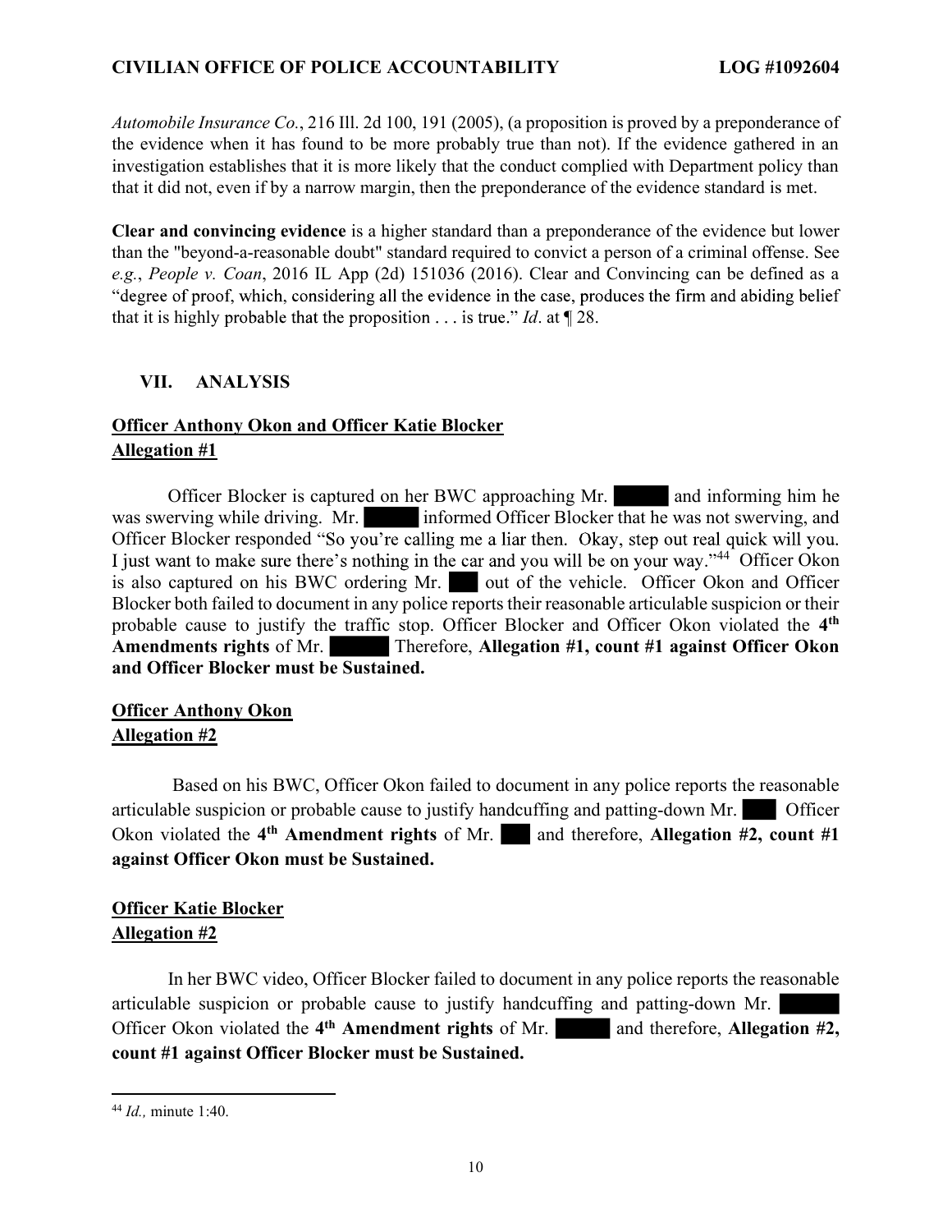*Automobile Insurance Co.*, 216 Ill. 2d 100, 191 (2005), (a proposition is proved by a preponderance of the evidence when it has found to be more probably true than not). If the evidence gathered in an investigation establishes that it is more likely that the conduct complied with Department policy than that it did not, even if by a narrow margin, then the preponderance of the evidence standard is met.

**Clear and convincing evidence** is a higher standard than a preponderance of the evidence but lower than the "beyond-a-reasonable doubt" standard required to convict a person of a criminal offense. See *e.g.*, *People v. Coan*, 2016 IL App (2d) 151036 (2016). Clear and Convincing can be defined as a "degree of proof, which, considering all the evidence in the case, produces the firm and abiding belief that it is highly probable that the proposition . . . is true." *Id*. at ¶ 28.

## VII. ANALYSIS

**Officer Anthony Okon and Officer Katie Blocker**
**Allegation #1**

Officer Blocker is captured on her BWC approaching Mr. ████ and informing him he was swerving while driving. Mr. ████ informed Officer Blocker that he was not swerving, and Officer Blocker responded "So you're calling me a liar then. Okay, step out real quick will you. I just want to make sure there's nothing in the car and you will be on your way."[44] Officer Okon is also captured on his BWC ordering Mr. ██ out of the vehicle. Officer Okon and Officer Blocker both failed to document in any police reports their reasonable articulable suspicion or their probable cause to justify the traffic stop. Officer Blocker and Officer Okon violated the **4th Amendments rights** of Mr. ████ Therefore, **Allegation #1, count #1 against Officer Okon and Officer Blocker must be Sustained.**

**Officer Anthony Okon**
**Allegation #2**

Based on his BWC, Officer Okon failed to document in any police reports the reasonable articulable suspicion or probable cause to justify handcuffing and patting-down Mr. ██ Officer Okon violated the **4th Amendment rights** of Mr. ██ and therefore, **Allegation #2, count #1 against Officer Okon must be Sustained.**

**Officer Katie Blocker**
**Allegation #2**

In her BWC video, Officer Blocker failed to document in any police reports the reasonable articulable suspicion or probable cause to justify handcuffing and patting-down Mr. ████ Officer Okon violated the **4th Amendment rights** of Mr. ████ and therefore, **Allegation #2, count #1 against Officer Blocker must be Sustained.**

---

[44] *Id.,* minute 1:40.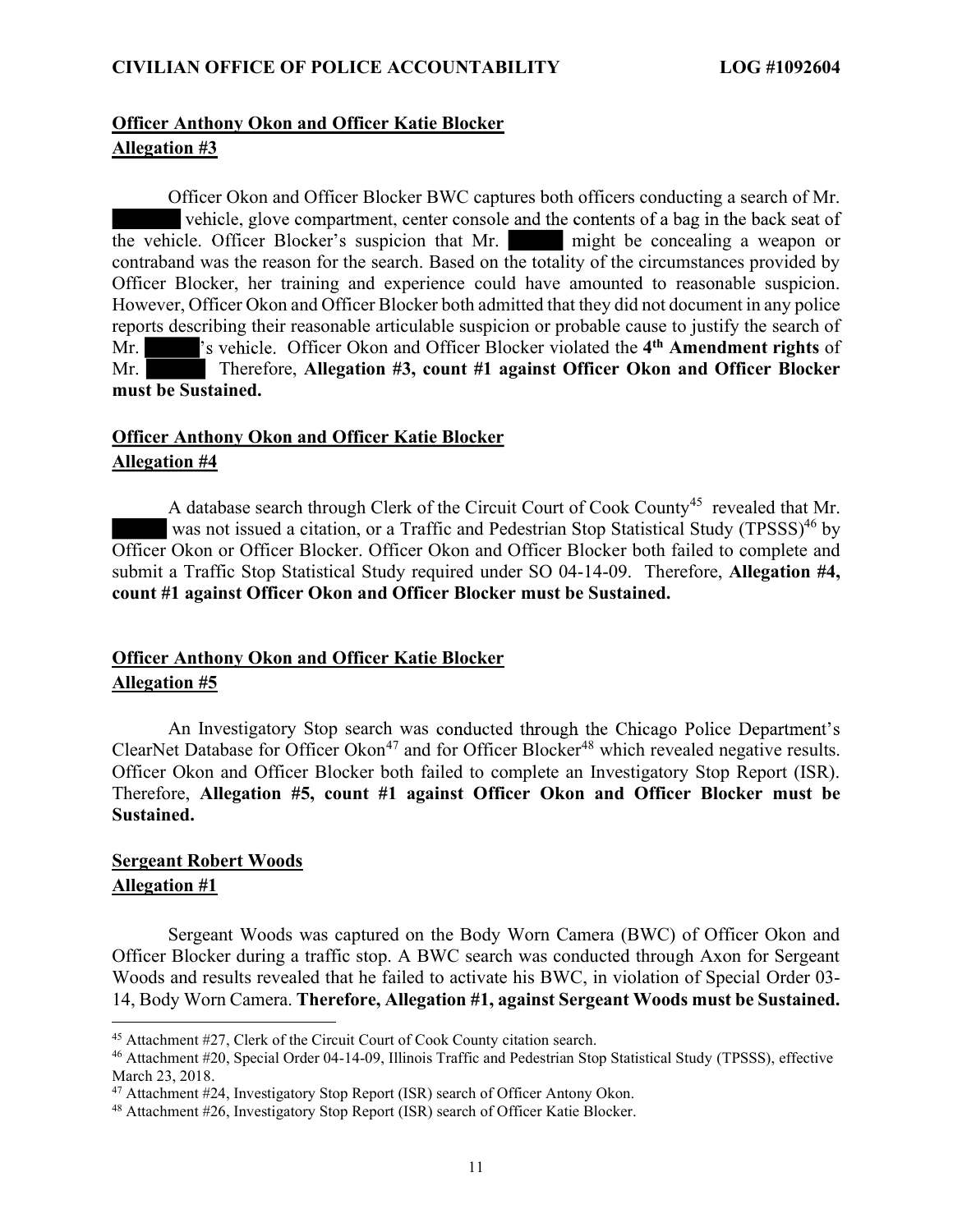**Officer Anthony Okon and Officer Katie Blocker**
**Allegation #3**

Officer Okon and Officer Blocker BWC captures both officers conducting a search of Mr. ██████ vehicle, glove compartment, center console and the contents of a bag in the back seat of the vehicle. Officer Blocker's suspicion that Mr. █████ might be concealing a weapon or contraband was the reason for the search. Based on the totality of the circumstances provided by Officer Blocker, her training and experience could have amounted to reasonable suspicion. However, Officer Okon and Officer Blocker both admitted that they did not document in any police reports describing their reasonable articulable suspicion or probable cause to justify the search of Mr. █████'s vehicle. Officer Okon and Officer Blocker violated the **4th Amendment rights** of Mr. ██████ Therefore, **Allegation #3, count #1 against Officer Okon and Officer Blocker must be Sustained.**

**Officer Anthony Okon and Officer Katie Blocker**
**Allegation #4**

A database search through Clerk of the Circuit Court of Cook County[45] revealed that Mr. █████ was not issued a citation, or a Traffic and Pedestrian Stop Statistical Study (TPSSS)[46] by Officer Okon or Officer Blocker. Officer Okon and Officer Blocker both failed to complete and submit a Traffic Stop Statistical Study required under SO 04-14-09. Therefore, **Allegation #4, count #1 against Officer Okon and Officer Blocker must be Sustained.**

**Officer Anthony Okon and Officer Katie Blocker**
**Allegation #5**

An Investigatory Stop search was conducted through the Chicago Police Department's ClearNet Database for Officer Okon[47] and for Officer Blocker[48] which revealed negative results. Officer Okon and Officer Blocker both failed to complete an Investigatory Stop Report (ISR). Therefore, **Allegation #5, count #1 against Officer Okon and Officer Blocker must be Sustained.**

**Sergeant Robert Woods**
**Allegation #1**

Sergeant Woods was captured on the Body Worn Camera (BWC) of Officer Okon and Officer Blocker during a traffic stop. A BWC search was conducted through Axon for Sergeant Woods and results revealed that he failed to activate his BWC, in violation of Special Order 03-14, Body Worn Camera. **Therefore, Allegation #1, against Sergeant Woods must be Sustained.**

---

[45] Attachment #27, Clerk of the Circuit Court of Cook County citation search.

[46] Attachment #20, Special Order 04-14-09, Illinois Traffic and Pedestrian Stop Statistical Study (TPSSS), effective March 23, 2018.

[47] Attachment #24, Investigatory Stop Report (ISR) search of Officer Antony Okon.

[48] Attachment #26, Investigatory Stop Report (ISR) search of Officer Katie Blocker.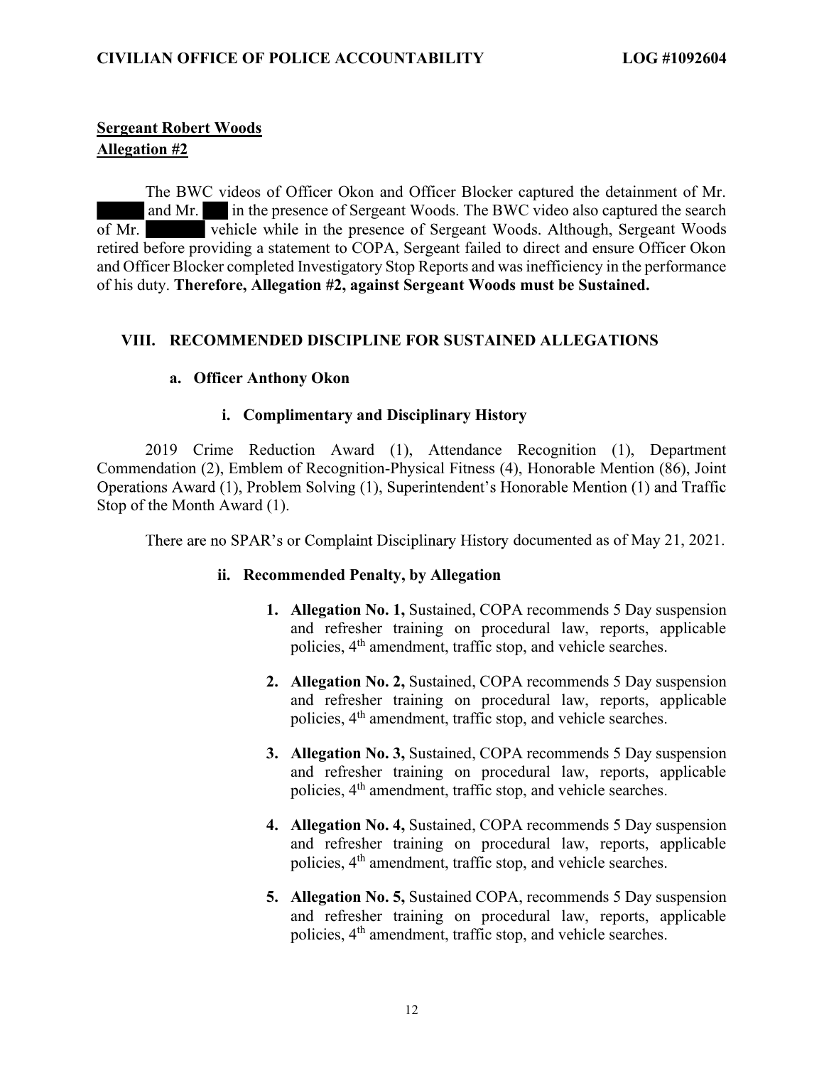**Sergeant Robert Woods**
**Allegation #2**

The BWC videos of Officer Okon and Officer Blocker captured the detainment of Mr. ████ and Mr. ███ in the presence of Sergeant Woods. The BWC video also captured the search of Mr. ██████ vehicle while in the presence of Sergeant Woods. Although, Sergeant Woods retired before providing a statement to COPA, Sergeant failed to direct and ensure Officer Okon and Officer Blocker completed Investigatory Stop Reports and was inefficiency in the performance of his duty. **Therefore, Allegation #2, against Sergeant Woods must be Sustained.**

## VIII. RECOMMENDED DISCIPLINE FOR SUSTAINED ALLEGATIONS

### a. Officer Anthony Okon

#### i. Complimentary and Disciplinary History

2019 Crime Reduction Award (1), Attendance Recognition (1), Department Commendation (2), Emblem of Recognition-Physical Fitness (4), Honorable Mention (86), Joint Operations Award (1), Problem Solving (1), Superintendent's Honorable Mention (1) and Traffic Stop of the Month Award (1).

There are no SPAR's or Complaint Disciplinary History documented as of May 21, 2021.

#### ii. Recommended Penalty, by Allegation

1. **Allegation No. 1,** Sustained, COPA recommends 5 Day suspension and refresher training on procedural law, reports, applicable policies, 4th amendment, traffic stop, and vehicle searches.

2. **Allegation No. 2,** Sustained, COPA recommends 5 Day suspension and refresher training on procedural law, reports, applicable policies, 4th amendment, traffic stop, and vehicle searches.

3. **Allegation No. 3,** Sustained, COPA recommends 5 Day suspension and refresher training on procedural law, reports, applicable policies, 4th amendment, traffic stop, and vehicle searches.

4. **Allegation No. 4,** Sustained, COPA recommends 5 Day suspension and refresher training on procedural law, reports, applicable policies, 4th amendment, traffic stop, and vehicle searches.

5. **Allegation No. 5,** Sustained COPA, recommends 5 Day suspension and refresher training on procedural law, reports, applicable policies, 4th amendment, traffic stop, and vehicle searches.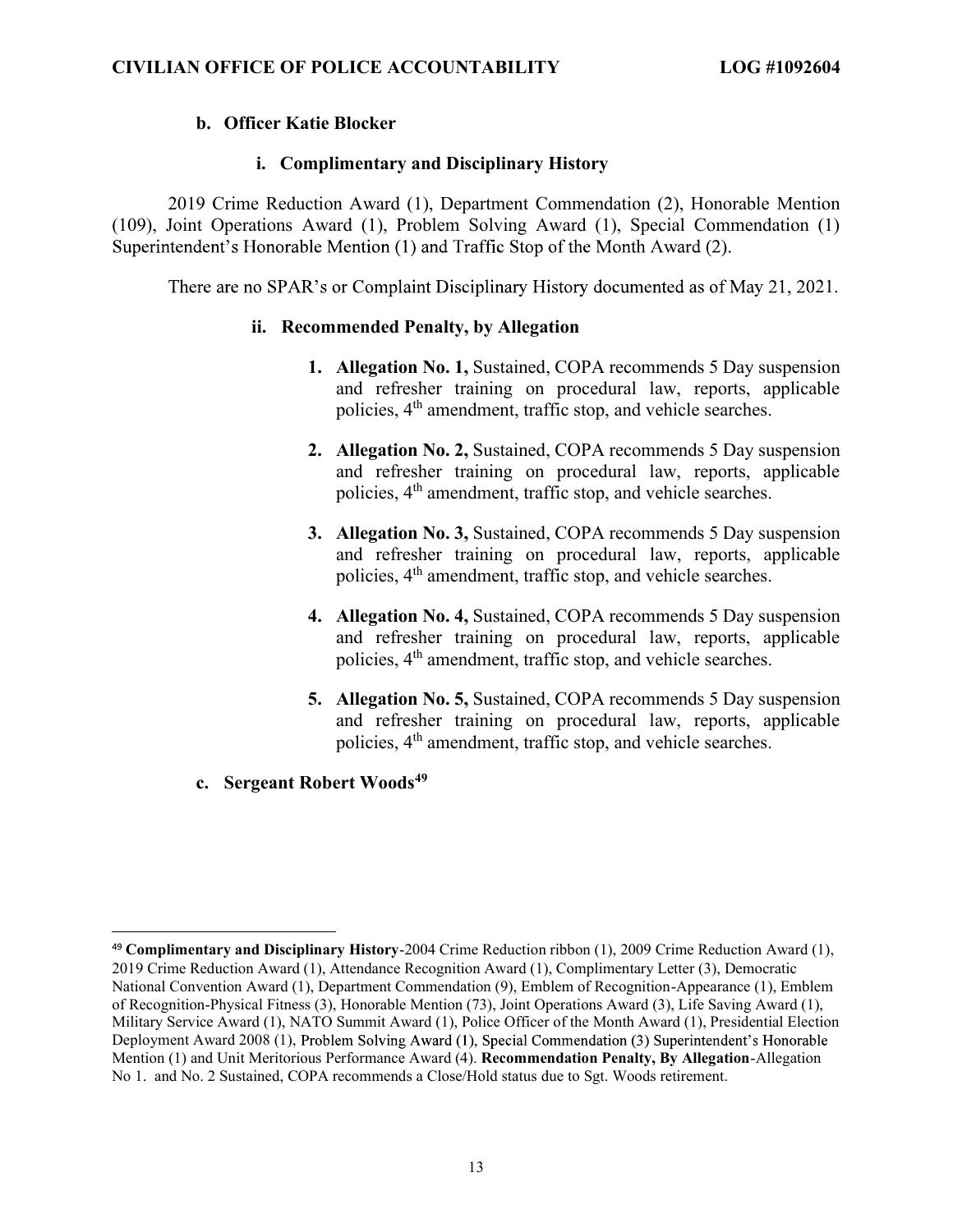**b. Officer Katie Blocker**

**i. Complimentary and Disciplinary History**

2019 Crime Reduction Award (1), Department Commendation (2), Honorable Mention (109), Joint Operations Award (1), Problem Solving Award (1), Special Commendation (1) Superintendent's Honorable Mention (1) and Traffic Stop of the Month Award (2).

There are no SPAR's or Complaint Disciplinary History documented as of May 21, 2021.

**ii. Recommended Penalty, by Allegation**

1. **Allegation No. 1,** Sustained, COPA recommends 5 Day suspension and refresher training on procedural law, reports, applicable policies, 4th amendment, traffic stop, and vehicle searches.

2. **Allegation No. 2,** Sustained, COPA recommends 5 Day suspension and refresher training on procedural law, reports, applicable policies, 4th amendment, traffic stop, and vehicle searches.

3. **Allegation No. 3,** Sustained, COPA recommends 5 Day suspension and refresher training on procedural law, reports, applicable policies, 4th amendment, traffic stop, and vehicle searches.

4. **Allegation No. 4,** Sustained, COPA recommends 5 Day suspension and refresher training on procedural law, reports, applicable policies, 4th amendment, traffic stop, and vehicle searches.

5. **Allegation No. 5,** Sustained, COPA recommends 5 Day suspension and refresher training on procedural law, reports, applicable policies, 4th amendment, traffic stop, and vehicle searches.

**c. Sergeant Robert Woods[49]**

---

[49] **Complimentary and Disciplinary History**-2004 Crime Reduction ribbon (1), 2009 Crime Reduction Award (1), 2019 Crime Reduction Award (1), Attendance Recognition Award (1), Complimentary Letter (3), Democratic National Convention Award (1), Department Commendation (9), Emblem of Recognition-Appearance (1), Emblem of Recognition-Physical Fitness (3), Honorable Mention (73), Joint Operations Award (3), Life Saving Award (1), Military Service Award (1), NATO Summit Award (1), Police Officer of the Month Award (1), Presidential Election Deployment Award 2008 (1), Problem Solving Award (1), Special Commendation (3) Superintendent's Honorable Mention (1) and Unit Meritorious Performance Award (4). **Recommendation Penalty, By Allegation**-Allegation No 1. and No. 2 Sustained, COPA recommends a Close/Hold status due to Sgt. Woods retirement.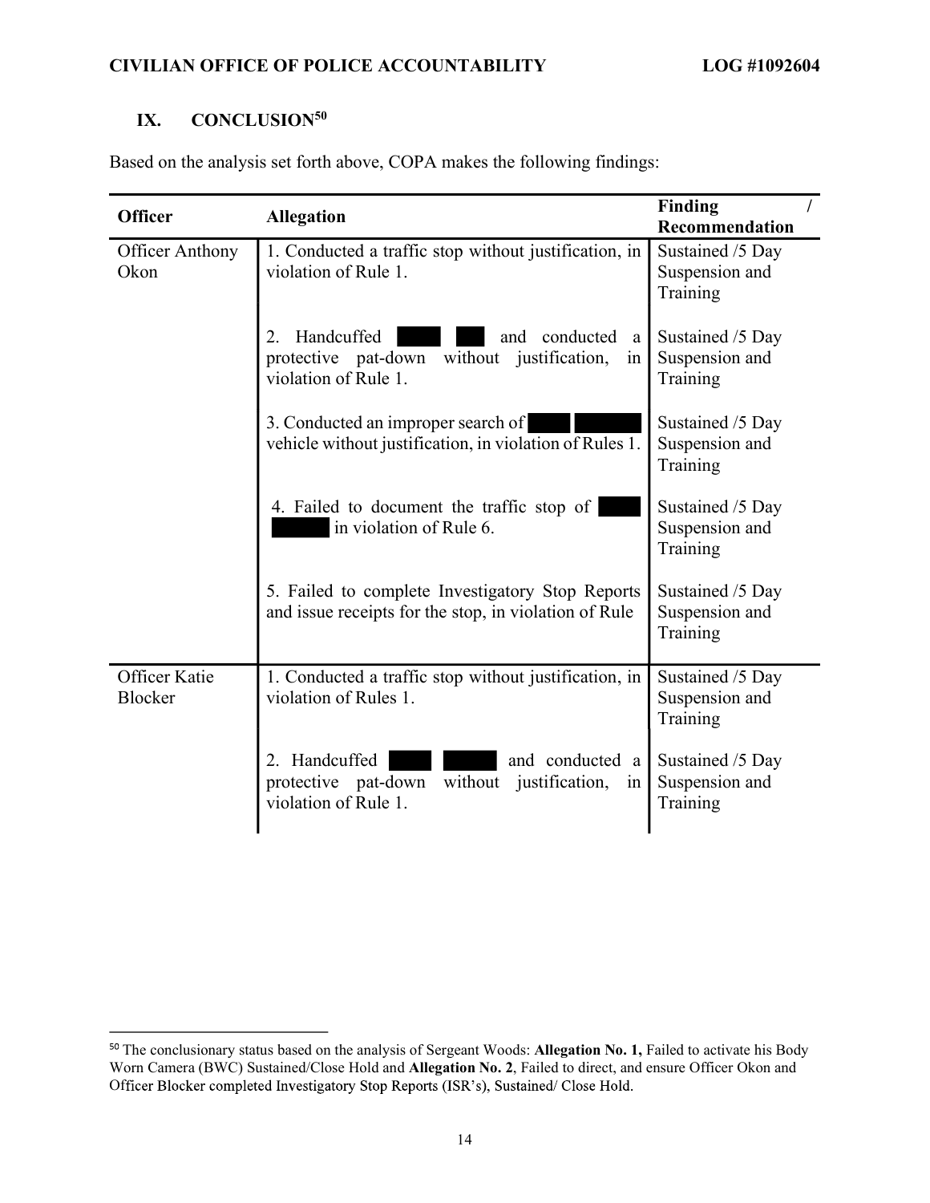## IX. CONCLUSION[50]

Based on the analysis set forth above, COPA makes the following findings:

| Officer | Allegation | Finding / Recommendation |
|---|---|---|
| Officer Anthony Okon | 1. Conducted a traffic stop without justification, in violation of Rule 1. | Sustained /5 Day Suspension and Training |
| | 2. Handcuffed ████ ███ and conducted a protective pat-down without justification, in violation of Rule 1. | Sustained /5 Day Suspension and Training |
| | 3. Conducted an improper search of ████ ██████ vehicle without justification, in violation of Rules 1. | Sustained /5 Day Suspension and Training |
| | 4. Failed to document the traffic stop of ████ ██████ in violation of Rule 6. | Sustained /5 Day Suspension and Training |
| | 5. Failed to complete Investigatory Stop Reports and issue receipts for the stop, in violation of Rule | Sustained /5 Day Suspension and Training |
| Officer Katie Blocker | 1. Conducted a traffic stop without justification, in violation of Rules 1. | Sustained /5 Day Suspension and Training |
| | 2. Handcuffed ████ █████ and conducted a protective pat-down without justification, in violation of Rule 1. | Sustained /5 Day Suspension and Training |

---

[50] The conclusionary status based on the analysis of Sergeant Woods: **Allegation No. 1,** Failed to activate his Body Worn Camera (BWC) Sustained/Close Hold and **Allegation No. 2**, Failed to direct, and ensure Officer Okon and Officer Blocker completed Investigatory Stop Reports (ISR's), Sustained/ Close Hold.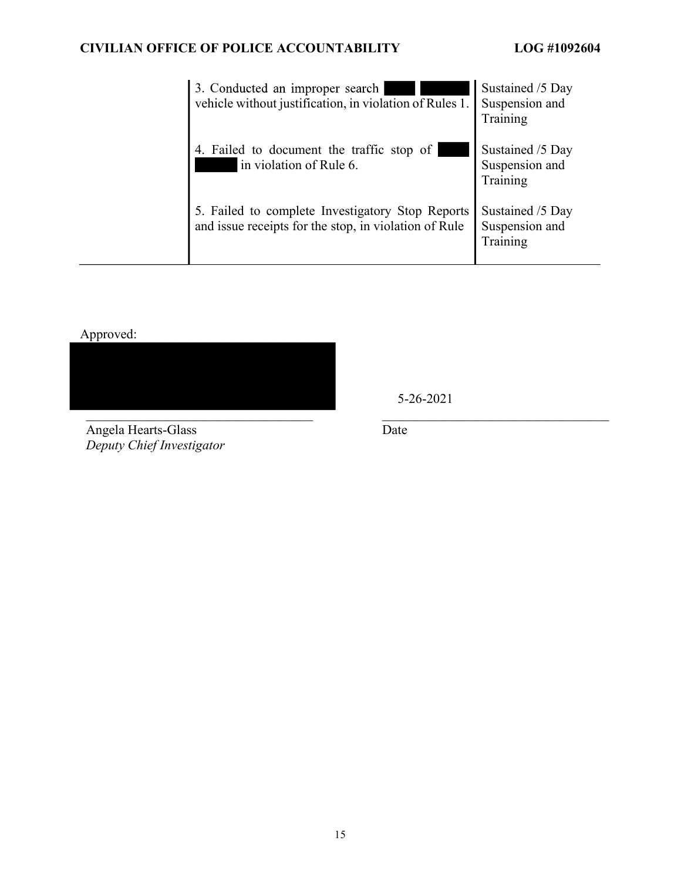| | | |
|---|---|---|
| | 3. Conducted an improper search ████ ██████ vehicle without justification, in violation of Rules 1. | Sustained /5 Day Suspension and Training |
| | 4. Failed to document the traffic stop of ████ █████ in violation of Rule 6. | Sustained /5 Day Suspension and Training |
| | 5. Failed to complete Investigatory Stop Reports and issue receipts for the stop, in violation of Rule | Sustained /5 Day Suspension and Training |

Approved:

████████████████████

5-26-2021

Angela Hearts-Glass
*Deputy Chief Investigator*

Date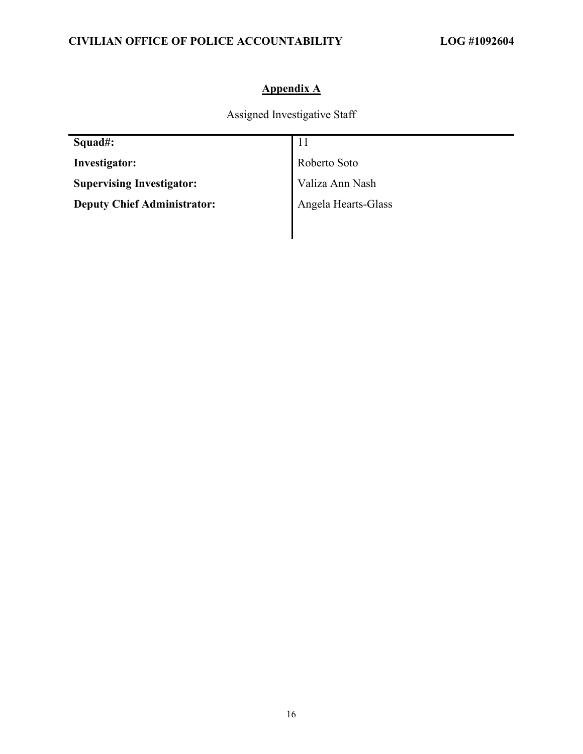## Appendix A

Assigned Investigative Staff

| | |
|---|---|
| **Squad#:** | 11 |
| **Investigator:** | Roberto Soto |
| **Supervising Investigator:** | Valiza Ann Nash |
| **Deputy Chief Administrator:** | Angela Hearts-Glass |